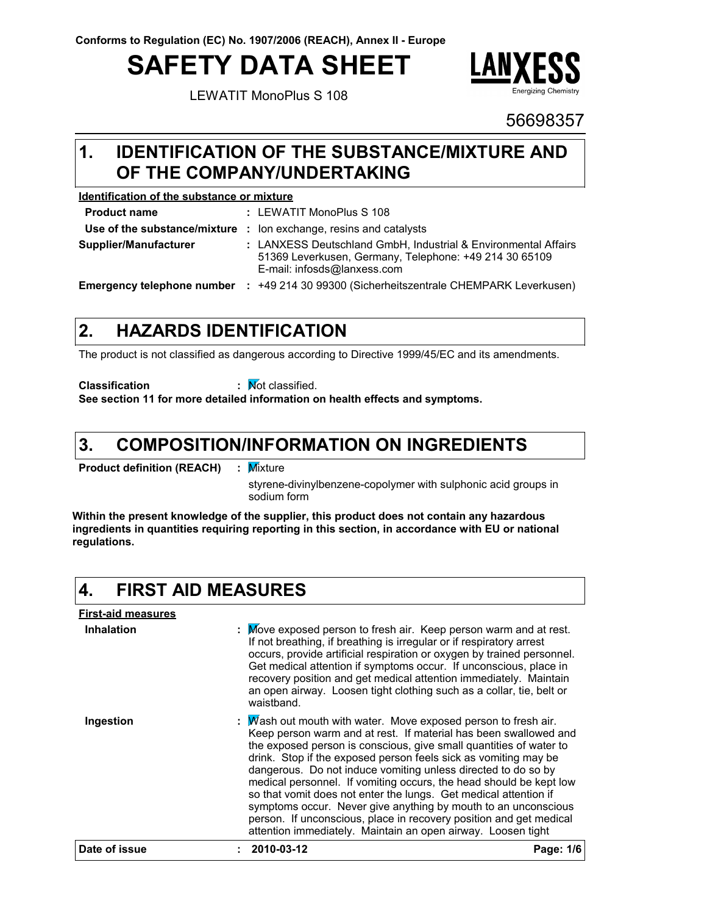**Conforms to Regulation (EC) No. 1907/2006 (REACH), Annex II - Europe**

# SAFETY DATA SHEET

LEWATIT MonoPlus S 108

LANXESS Energizing Chemistry

56698357

## 1. IDENTIFICATION OF THE SUBSTANCE/MIXTURE AND OF THE COMPANY/UNDERTAKING

**Identification of the substance or mixture**

| | |
|---|---|
| **Product name** | : LEWATIT MonoPlus S 108 |
| **Use of the substance/mixture** | : Ion exchange, resins and catalysts |
| **Supplier/Manufacturer** | : LANXESS Deutschland GmbH, Industrial & Environmental Affairs 51369 Leverkusen, Germany, Telephone: +49 214 30 65109 E-mail: infosds@lanxess.com |
| **Emergency telephone number** | : +49 214 30 99300 (Sicherheitszentrale CHEMPARK Leverkusen) |

## 2. HAZARDS IDENTIFICATION

The product is not classified as dangerous according to Directive 1999/45/EC and its amendments.

**Classification** : Not classified.

**See section 11 for more detailed information on health effects and symptoms.**

## 3. COMPOSITION/INFORMATION ON INGREDIENTS

**Product definition (REACH)** : Mixture

styrene-divinylbenzene-copolymer with sulphonic acid groups in sodium form

**Within the present knowledge of the supplier, this product does not contain any hazardous ingredients in quantities requiring reporting in this section, in accordance with EU or national regulations.**

## 4. FIRST AID MEASURES

**First-aid measures**

| | |
|---|---|
| **Inhalation** | : Move exposed person to fresh air. Keep person warm and at rest. If not breathing, if breathing is irregular or if respiratory arrest occurs, provide artificial respiration or oxygen by trained personnel. Get medical attention if symptoms occur. If unconscious, place in recovery position and get medical attention immediately. Maintain an open airway. Loosen tight clothing such as a collar, tie, belt or waistband. |
| **Ingestion** | : Wash out mouth with water. Move exposed person to fresh air. Keep person warm and at rest. If material has been swallowed and the exposed person is conscious, give small quantities of water to drink. Stop if the exposed person feels sick as vomiting may be dangerous. Do not induce vomiting unless directed to do so by medical personnel. If vomiting occurs, the head should be kept low so that vomit does not enter the lungs. Get medical attention if symptoms occur. Never give anything by mouth to an unconscious person. If unconscious, place in recovery position and get medical attention immediately. Maintain an open airway. Loosen tight |

**Date of issue** : **2010-03-12**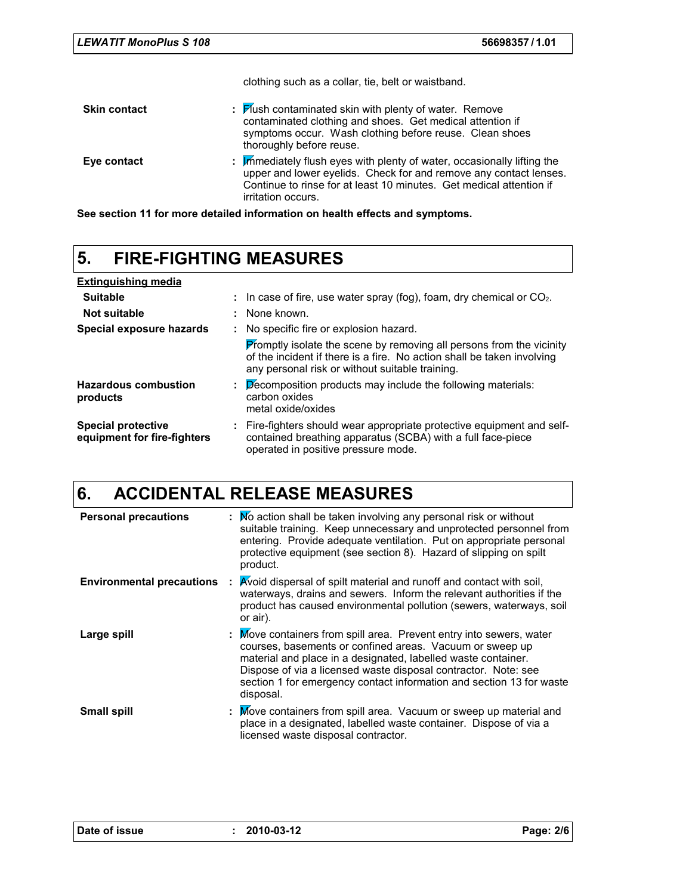clothing such as a collar, tie, belt or waistband.

| | |
|---|---|
| **Skin contact** | : Flush contaminated skin with plenty of water. Remove contaminated clothing and shoes. Get medical attention if symptoms occur. Wash clothing before reuse. Clean shoes thoroughly before reuse. |
| **Eye contact** | : Immediately flush eyes with plenty of water, occasionally lifting the upper and lower eyelids. Check for and remove any contact lenses. Continue to rinse for at least 10 minutes. Get medical attention if irritation occurs. |

**See section 11 for more detailed information on health effects and symptoms.**

# 5. FIRE-FIGHTING MEASURES

**Extinguishing media**

| | |
|---|---|
| **Suitable** | : In case of fire, use water spray (fog), foam, dry chemical or $CO_2$. |
| **Not suitable** | : None known. |
| **Special exposure hazards** | : No specific fire or explosion hazard.<br>Promptly isolate the scene by removing all persons from the vicinity of the incident if there is a fire. No action shall be taken involving any personal risk or without suitable training. |
| **Hazardous combustion products** | : Decomposition products may include the following materials:<br>carbon oxides<br>metal oxide/oxides |
| **Special protective equipment for fire-fighters** | : Fire-fighters should wear appropriate protective equipment and self-contained breathing apparatus (SCBA) with a full face-piece operated in positive pressure mode. |

# 6. ACCIDENTAL RELEASE MEASURES

| | |
|---|---|
| **Personal precautions** | : No action shall be taken involving any personal risk or without suitable training. Keep unnecessary and unprotected personnel from entering. Provide adequate ventilation. Put on appropriate personal protective equipment (see section 8). Hazard of slipping on spilt product. |
| **Environmental precautions** | : Avoid dispersal of spilt material and runoff and contact with soil, waterways, drains and sewers. Inform the relevant authorities if the product has caused environmental pollution (sewers, waterways, soil or air). |
| **Large spill** | : Move containers from spill area. Prevent entry into sewers, water courses, basements or confined areas. Vacuum or sweep up material and place in a designated, labelled waste container. Dispose of via a licensed waste disposal contractor. Note: see section 1 for emergency contact information and section 13 for waste disposal. |
| **Small spill** | : Move containers from spill area. Vacuum or sweep up material and place in a designated, labelled waste container. Dispose of via a licensed waste disposal contractor. |

Date of issue : 2010-03-12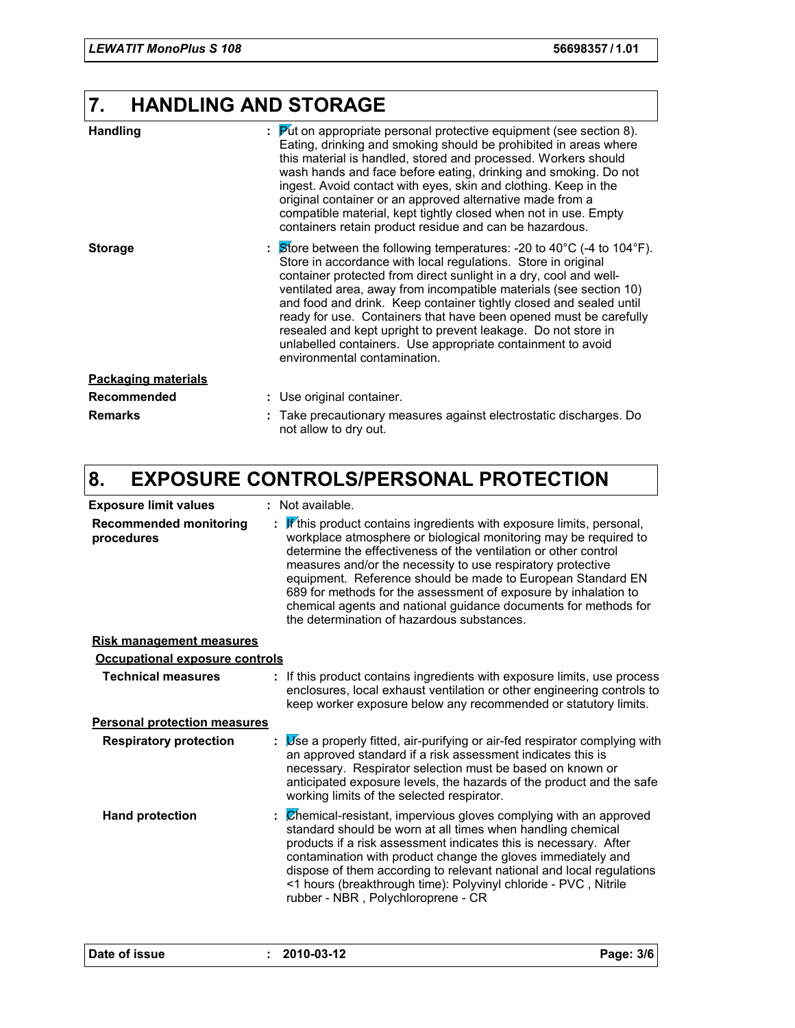## 7. HANDLING AND STORAGE

**Handling** : Put on appropriate personal protective equipment (see section 8). Eating, drinking and smoking should be prohibited in areas where this material is handled, stored and processed. Workers should wash hands and face before eating, drinking and smoking. Do not ingest. Avoid contact with eyes, skin and clothing. Keep in the original container or an approved alternative made from a compatible material, kept tightly closed when not in use. Empty containers retain product residue and can be hazardous.

**Storage** : Store between the following temperatures: -20 to 40°C (-4 to 104°F). Store in accordance with local regulations. Store in original container protected from direct sunlight in a dry, cool and well-ventilated area, away from incompatible materials (see section 10) and food and drink. Keep container tightly closed and sealed until ready for use. Containers that have been opened must be carefully resealed and kept upright to prevent leakage. Do not store in unlabelled containers. Use appropriate containment to avoid environmental contamination.

**Packaging materials**

**Recommended** : Use original container.

**Remarks** : Take precautionary measures against electrostatic discharges. Do not allow to dry out.

## 8. EXPOSURE CONTROLS/PERSONAL PROTECTION

**Exposure limit values** : Not available.

**Recommended monitoring procedures** : If this product contains ingredients with exposure limits, personal, workplace atmosphere or biological monitoring may be required to determine the effectiveness of the ventilation or other control measures and/or the necessity to use respiratory protective equipment. Reference should be made to European Standard EN 689 for methods for the assessment of exposure by inhalation to chemical agents and national guidance documents for methods for the determination of hazardous substances.

**Risk management measures**

**Occupational exposure controls**

**Technical measures** : If this product contains ingredients with exposure limits, use process enclosures, local exhaust ventilation or other engineering controls to keep worker exposure below any recommended or statutory limits.

**Personal protection measures**

**Respiratory protection** : Use a properly fitted, air-purifying or air-fed respirator complying with an approved standard if a risk assessment indicates this is necessary. Respirator selection must be based on known or anticipated exposure levels, the hazards of the product and the safe working limits of the selected respirator.

**Hand protection** : Chemical-resistant, impervious gloves complying with an approved standard should be worn at all times when handling chemical products if a risk assessment indicates this is necessary. After contamination with product change the gloves immediately and dispose of them according to relevant national and local regulations <1 hours (breakthrough time): Polyvinyl chloride - PVC , Nitrile rubber - NBR , Polychloroprene - CR

**Date of issue** : 2010-03-12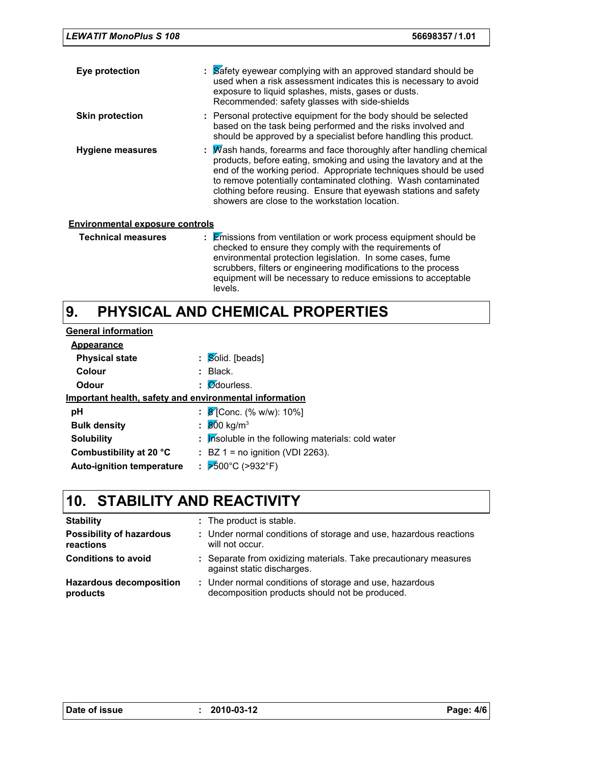**Eye protection** : Safety eyewear complying with an approved standard should be used when a risk assessment indicates this is necessary to avoid exposure to liquid splashes, mists, gases or dusts. Recommended: safety glasses with side-shields

**Skin protection** : Personal protective equipment for the body should be selected based on the task being performed and the risks involved and should be approved by a specialist before handling this product.

**Hygiene measures** : Wash hands, forearms and face thoroughly after handling chemical products, before eating, smoking and using the lavatory and at the end of the working period. Appropriate techniques should be used to remove potentially contaminated clothing. Wash contaminated clothing before reusing. Ensure that eyewash stations and safety showers are close to the workstation location.

**Environmental exposure controls**

**Technical measures** : Emissions from ventilation or work process equipment should be checked to ensure they comply with the requirements of environmental protection legislation. In some cases, fume scrubbers, filters or engineering modifications to the process equipment will be necessary to reduce emissions to acceptable levels.

# 9. PHYSICAL AND CHEMICAL PROPERTIES

**General information**

**Appearance**

**Physical state** : Solid. [beads]

**Colour** : Black.

**Odour** : Odourless.

**Important health, safety and environmental information**

**pH** : 8 [Conc. (% w/w): 10%]

**Bulk density** : 800 kg/$m^3$

**Solubility** : Insoluble in the following materials: cold water

**Combustibility at 20 °C** : BZ 1 = no ignition (VDI 2263).

**Auto-ignition temperature** : >500°C (>932°F)

# 10. STABILITY AND REACTIVITY

**Stability** : The product is stable.

**Possibility of hazardous reactions** : Under normal conditions of storage and use, hazardous reactions will not occur.

**Conditions to avoid** : Separate from oxidizing materials. Take precautionary measures against static discharges.

**Hazardous decomposition products** : Under normal conditions of storage and use, hazardous decomposition products should not be produced.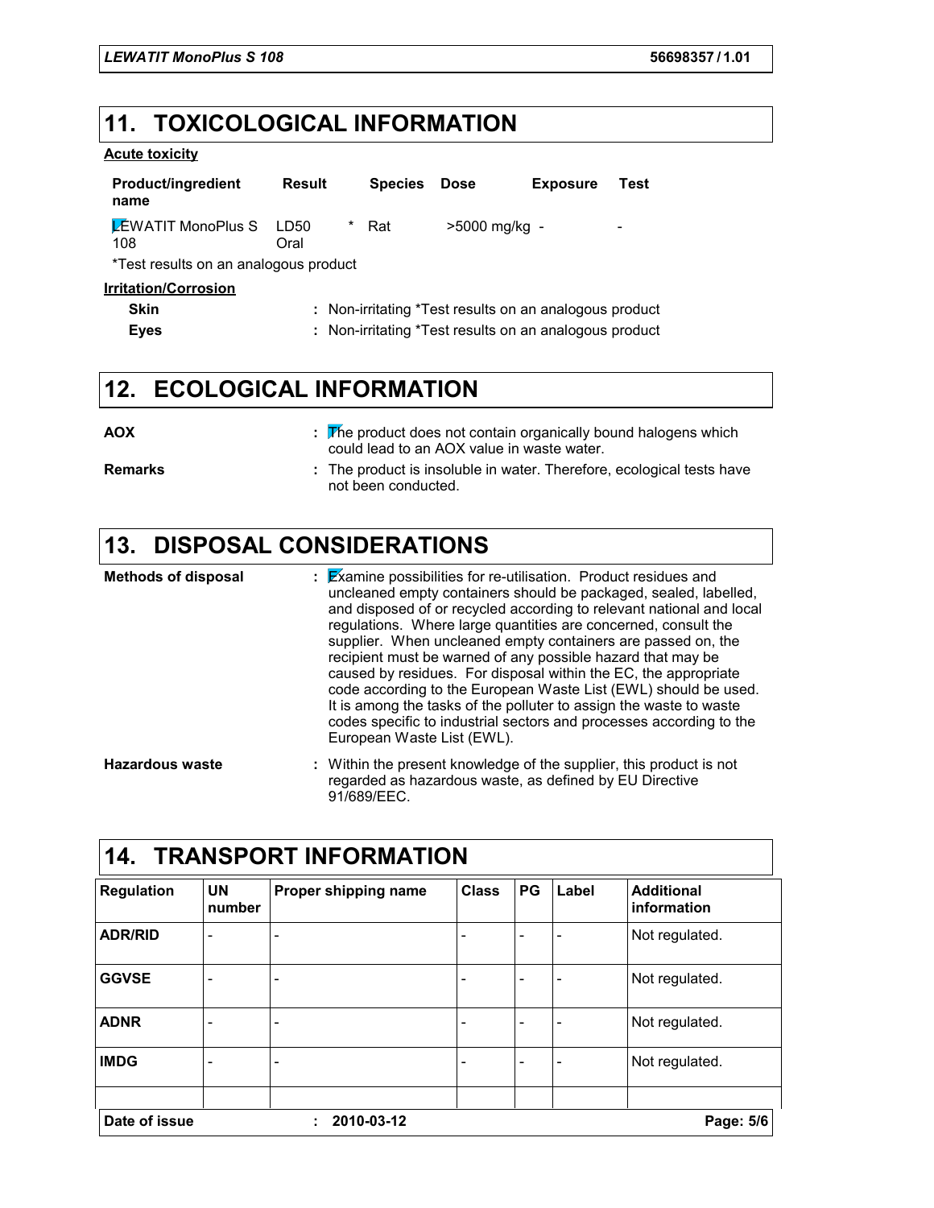## 11. TOXICOLOGICAL INFORMATION

**Acute toxicity**

| Product/ingredient name | Result | | Species | Dose | Exposure | Test |
|---|---|---|---|---|---|---|
| LEWATIT MonoPlus S 108 | LD50 Oral | * | Rat | >5000 mg/kg | - | - |

*Test results on an analogous product

**Irritation/Corrosion**

**Skin** : Non-irritating *Test results on an analogous product

**Eyes** : Non-irritating *Test results on an analogous product

## 12. ECOLOGICAL INFORMATION

**AOX** : The product does not contain organically bound halogens which could lead to an AOX value in waste water.

**Remarks** : The product is insoluble in water. Therefore, ecological tests have not been conducted.

## 13. DISPOSAL CONSIDERATIONS

**Methods of disposal** : Examine possibilities for re-utilisation. Product residues and uncleaned empty containers should be packaged, sealed, labelled, and disposed of or recycled according to relevant national and local regulations. Where large quantities are concerned, consult the supplier. When uncleaned empty containers are passed on, the recipient must be warned of any possible hazard that may be caused by residues. For disposal within the EC, the appropriate code according to the European Waste List (EWL) should be used. It is among the tasks of the polluter to assign the waste to waste codes specific to industrial sectors and processes according to the European Waste List (EWL).

**Hazardous waste** : Within the present knowledge of the supplier, this product is not regarded as hazardous waste, as defined by EU Directive 91/689/EEC.

## 14. TRANSPORT INFORMATION

| Regulation | UN number | Proper shipping name | Class | PG | Label | Additional information |
|---|---|---|---|---|---|---|
| ADR/RID | - | - | - | - | - | Not regulated. |
| GGVSE | - | - | - | - | - | Not regulated. |
| ADNR | - | - | - | - | - | Not regulated. |
| IMDG | - | - | - | - | - | Not regulated. |

**Date of issue** : **2010-03-12**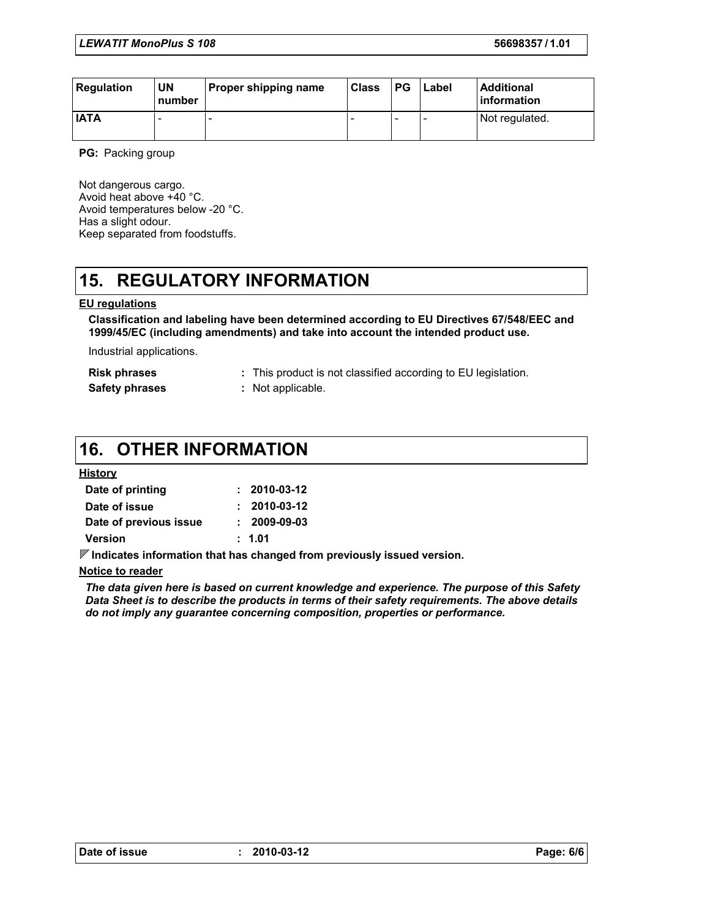| Regulation | UN number | Proper shipping name | Class | PG | Label | Additional information |
| --- | --- | --- | --- | --- | --- | --- |
| **IATA** | - | - | - | - | - | Not regulated. |

**PG:** Packing group

Not dangerous cargo.
Avoid heat above +40 °C.
Avoid temperatures below -20 °C.
Has a slight odour.
Keep separated from foodstuffs.

# 15. REGULATORY INFORMATION

**EU regulations**

**Classification and labeling have been determined according to EU Directives 67/548/EEC and 1999/45/EC (including amendments) and take into account the intended product use.**

Industrial applications.

**Risk phrases** : This product is not classified according to EU legislation.

**Safety phrases** : Not applicable.

# 16. OTHER INFORMATION

**History**

**Date of printing** : **2010-03-12**

**Date of issue** : **2010-03-12**

**Date of previous issue** : **2009-09-03**

**Version** : **1.01**

**Indicates information that has changed from previously issued version.**

**Notice to reader**

***The data given here is based on current knowledge and experience. The purpose of this Safety Data Sheet is to describe the products in terms of their safety requirements. The above details do not imply any guarantee concerning composition, properties or performance.***